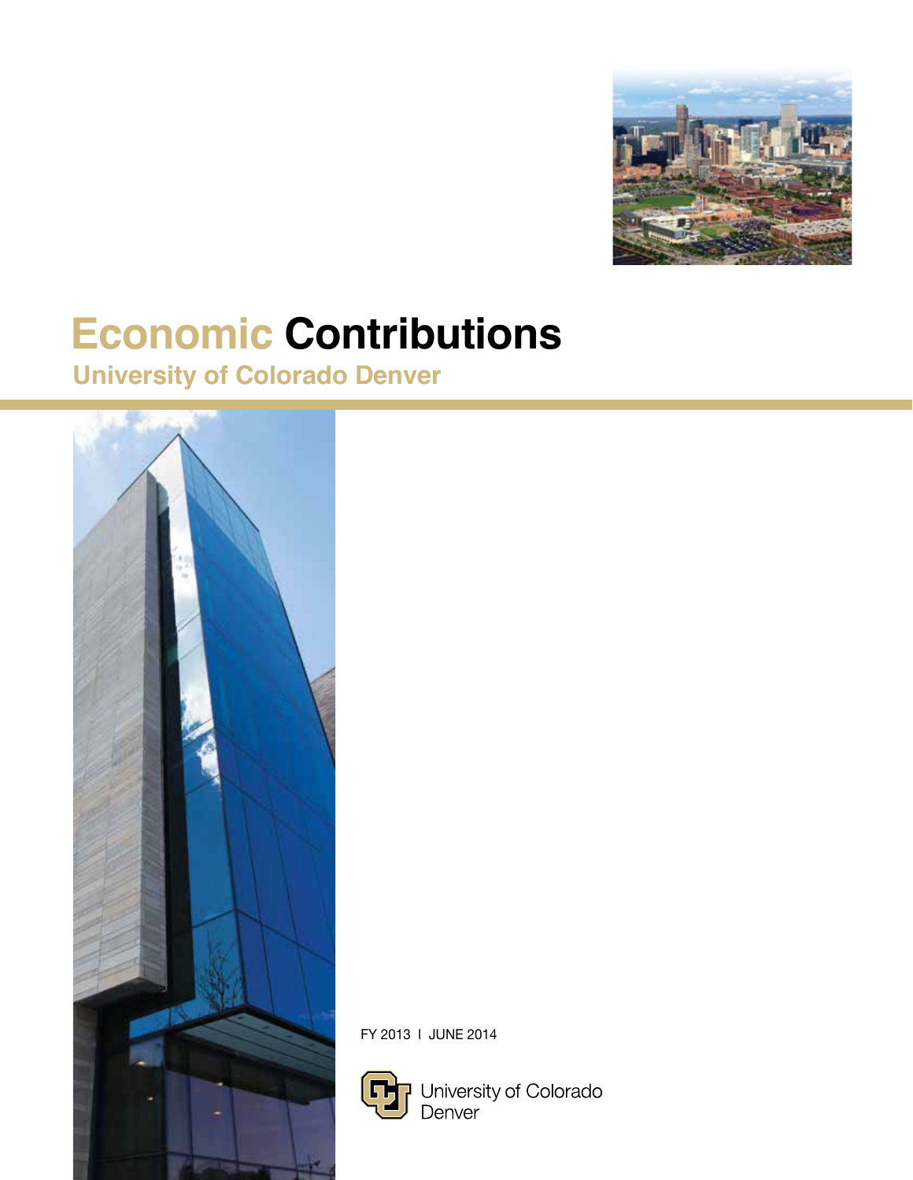# Economic Contributions

## University of Colorado Denver

FY 2013 | JUNE 2014

University of Colorado Denver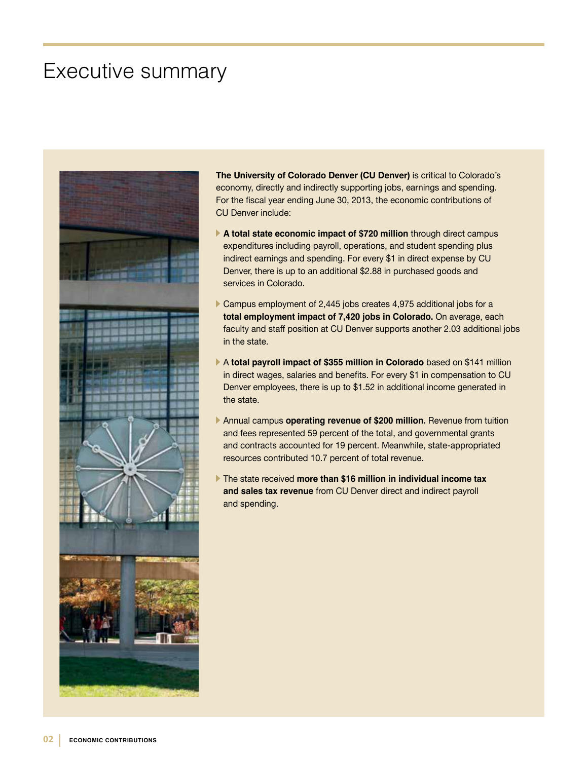# Executive summary

**The University of Colorado Denver (CU Denver)** is critical to Colorado's economy, directly and indirectly supporting jobs, earnings and spending. For the fiscal year ending June 30, 2013, the economic contributions of CU Denver include:

- **A total state economic impact of $720 million** through direct campus expenditures including payroll, operations, and student spending plus indirect earnings and spending. For every $1 in direct expense by CU Denver, there is up to an additional $2.88 in purchased goods and services in Colorado.
- Campus employment of 2,445 jobs creates 4,975 additional jobs for a **total employment impact of 7,420 jobs in Colorado.** On average, each faculty and staff position at CU Denver supports another 2.03 additional jobs in the state.
- A **total payroll impact of $355 million in Colorado** based on $141 million in direct wages, salaries and benefits. For every $1 in compensation to CU Denver employees, there is up to $1.52 in additional income generated in the state.
- Annual campus **operating revenue of $200 million.** Revenue from tuition and fees represented 59 percent of the total, and governmental grants and contracts accounted for 19 percent. Meanwhile, state-appropriated resources contributed 10.7 percent of total revenue.
- The state received **more than $16 million in individual income tax and sales tax revenue** from CU Denver direct and indirect payroll and spending.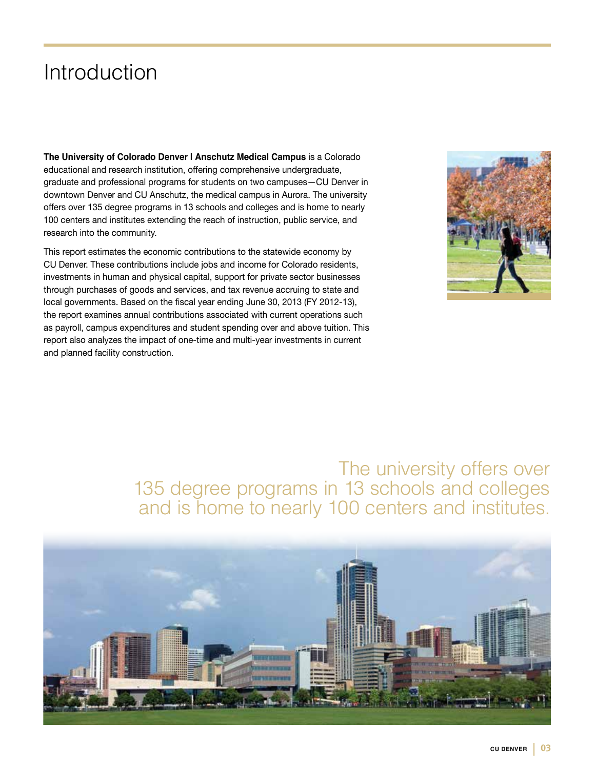# Introduction

**The University of Colorado Denver | Anschutz Medical Campus** is a Colorado educational and research institution, offering comprehensive undergraduate, graduate and professional programs for students on two campuses—CU Denver in downtown Denver and CU Anschutz, the medical campus in Aurora. The university offers over 135 degree programs in 13 schools and colleges and is home to nearly 100 centers and institutes extending the reach of instruction, public service, and research into the community.

This report estimates the economic contributions to the statewide economy by CU Denver. These contributions include jobs and income for Colorado residents, investments in human and physical capital, support for private sector businesses through purchases of goods and services, and tax revenue accruing to state and local governments. Based on the fiscal year ending June 30, 2013 (FY 2012-13), the report examines annual contributions associated with current operations such as payroll, campus expenditures and student spending over and above tuition. This report also analyzes the impact of one-time and multi-year investments in current and planned facility construction.

The university offers over 135 degree programs in 13 schools and colleges and is home to nearly 100 centers and institutes.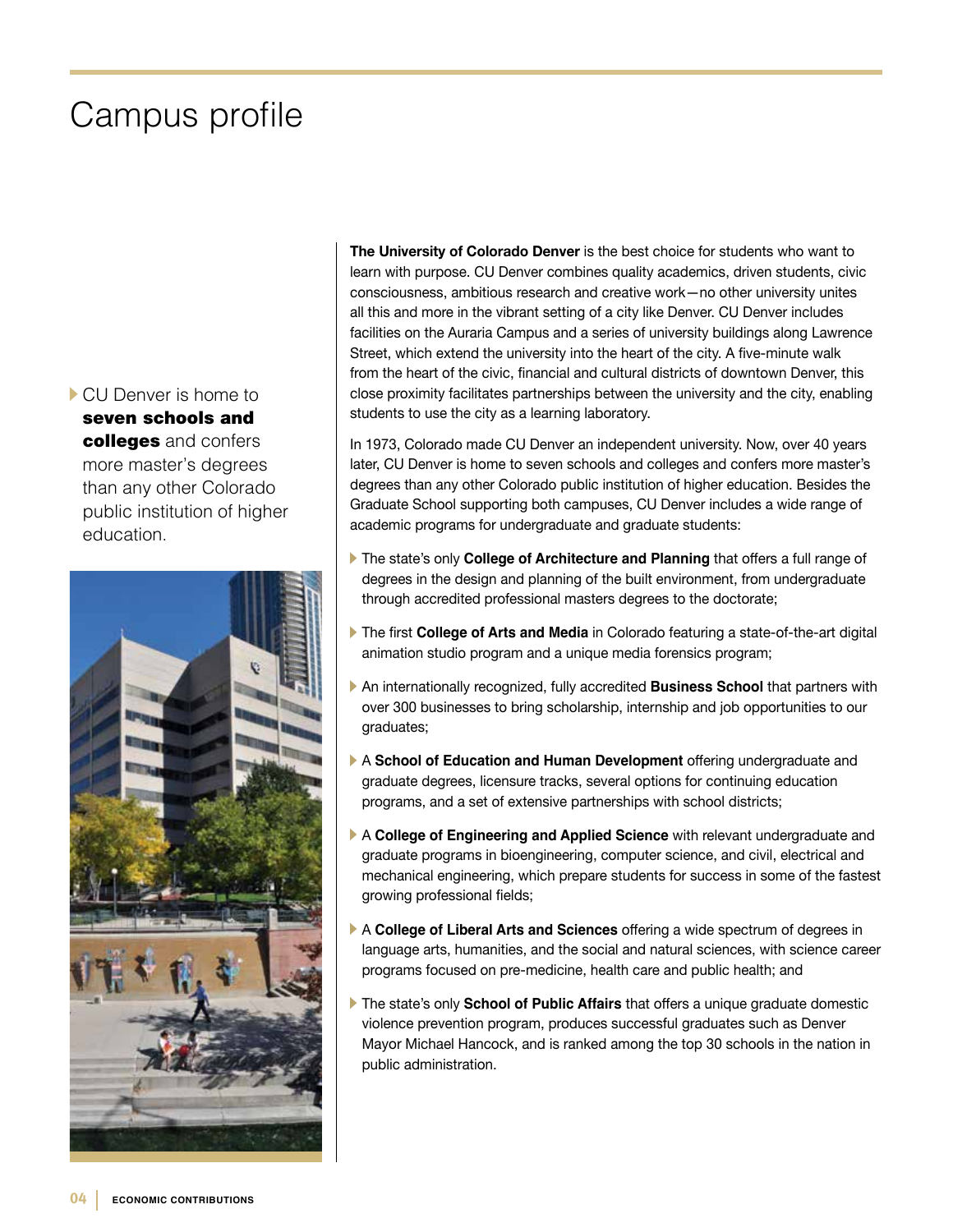# Campus profile

CU Denver is home to **seven schools and colleges** and confers more master's degrees than any other Colorado public institution of higher education.

**The University of Colorado Denver** is the best choice for students who want to learn with purpose. CU Denver combines quality academics, driven students, civic consciousness, ambitious research and creative work—no other university unites all this and more in the vibrant setting of a city like Denver. CU Denver includes facilities on the Auraria Campus and a series of university buildings along Lawrence Street, which extend the university into the heart of the city. A five-minute walk from the heart of the civic, financial and cultural districts of downtown Denver, this close proximity facilitates partnerships between the university and the city, enabling students to use the city as a learning laboratory.

In 1973, Colorado made CU Denver an independent university. Now, over 40 years later, CU Denver is home to seven schools and colleges and confers more master's degrees than any other Colorado public institution of higher education. Besides the Graduate School supporting both campuses, CU Denver includes a wide range of academic programs for undergraduate and graduate students:

- The state's only **College of Architecture and Planning** that offers a full range of degrees in the design and planning of the built environment, from undergraduate through accredited professional masters degrees to the doctorate;
- The first **College of Arts and Media** in Colorado featuring a state-of-the-art digital animation studio program and a unique media forensics program;
- An internationally recognized, fully accredited **Business School** that partners with over 300 businesses to bring scholarship, internship and job opportunities to our graduates;
- A **School of Education and Human Development** offering undergraduate and graduate degrees, licensure tracks, several options for continuing education programs, and a set of extensive partnerships with school districts;
- A **College of Engineering and Applied Science** with relevant undergraduate and graduate programs in bioengineering, computer science, and civil, electrical and mechanical engineering, which prepare students for success in some of the fastest growing professional fields;
- A **College of Liberal Arts and Sciences** offering a wide spectrum of degrees in language arts, humanities, and the social and natural sciences, with science career programs focused on pre-medicine, health care and public health; and
- The state's only **School of Public Affairs** that offers a unique graduate domestic violence prevention program, produces successful graduates such as Denver Mayor Michael Hancock, and is ranked among the top 30 schools in the nation in public administration.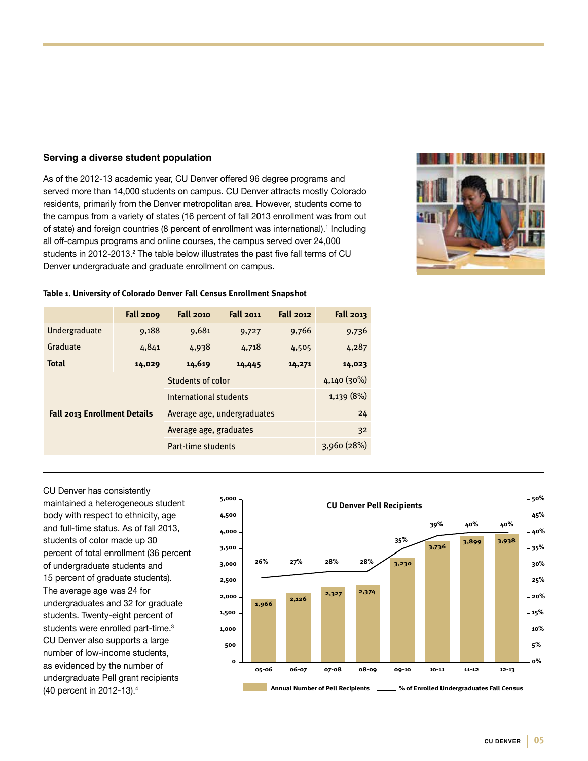### Serving a diverse student population

As of the 2012-13 academic year, CU Denver offered 96 degree programs and served more than 14,000 students on campus. CU Denver attracts mostly Colorado residents, primarily from the Denver metropolitan area. However, students come to the campus from a variety of states (16 percent of fall 2013 enrollment was from out of state) and foreign countries (8 percent of enrollment was international).[1] Including all off-campus programs and online courses, the campus served over 24,000 students in 2012-2013.[2] The table below illustrates the past five fall terms of CU Denver undergraduate and graduate enrollment on campus.

**Table 1. University of Colorado Denver Fall Census Enrollment Snapshot**

| | Fall 2009 | Fall 2010 | Fall 2011 | Fall 2012 | Fall 2013 |
|---|---|---|---|---|---|
| Undergraduate | 9,188 | 9,681 | 9,727 | 9,766 | 9,736 |
| Graduate | 4,841 | 4,938 | 4,718 | 4,505 | 4,287 |
| **Total** | **14,029** | **14,619** | **14,445** | **14,271** | **14,023** |
| **Fall 2013 Enrollment Details** | | Students of color | | | 4,140 (30%) |
| | | International students | | | 1,139 (8%) |
| | | Average age, undergraduates | | | 24 |
| | | Average age, graduates | | | 32 |
| | | Part-time students | | | 3,960 (28%) |

CU Denver has consistently maintained a heterogeneous student body with respect to ethnicity, age and full-time status. As of fall 2013, students of color made up 30 percent of total enrollment (36 percent of undergraduate students and 15 percent of graduate students). The average age was 24 for undergraduates and 32 for graduate students. Twenty-eight percent of students were enrolled part-time.[3] CU Denver also supports a large number of low-income students, as evidenced by the number of undergraduate Pell grant recipients (40 percent in 2012-13).[4]

**CU Denver Pell Recipients**

| Year | Annual Number of Pell Recipients | % of Enrolled Undergraduates Fall Census |
|---|---|---|
| 05-06 | 1,966 | 26% |
| 06-07 | 2,126 | 27% |
| 07-08 | 2,327 | 28% |
| 08-09 | 2,374 | 28% |
| 09-10 | 3,230 | 35% |
| 10-11 | 3,736 | 39% |
| 11-12 | 3,899 | 40% |
| 12-13 | 3,938 | 40% |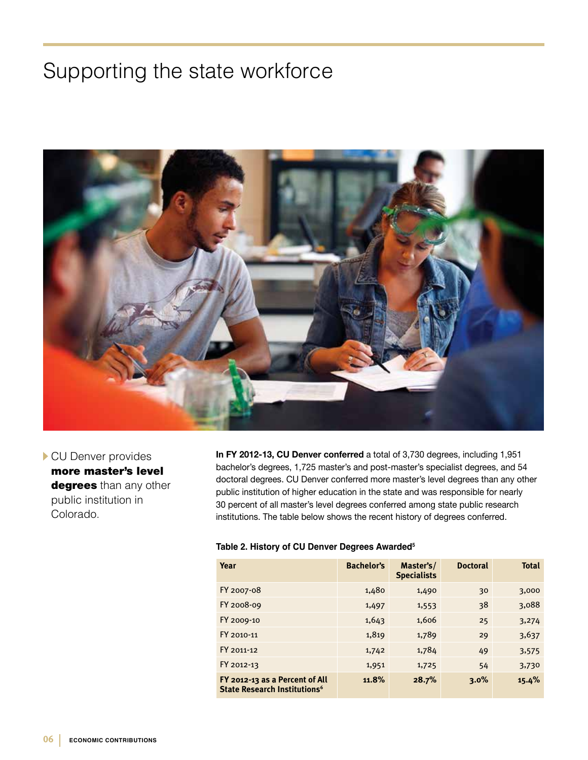# Supporting the state workforce

CU Denver provides **more master's level degrees** than any other public institution in Colorado.

**In FY 2012-13, CU Denver conferred** a total of 3,730 degrees, including 1,951 bachelor's degrees, 1,725 master's and post-master's specialist degrees, and 54 doctoral degrees. CU Denver conferred more master's level degrees than any other public institution of higher education in the state and was responsible for nearly 30 percent of all master's level degrees conferred among state public research institutions. The table below shows the recent history of degrees conferred.

**Table 2. History of CU Denver Degrees Awarded[5]**

| Year | Bachelor's | Master's/ Specialists | Doctoral | Total |
|---|---|---|---|---|
| FY 2007-08 | 1,480 | 1,490 | 30 | 3,000 |
| FY 2008-09 | 1,497 | 1,553 | 38 | 3,088 |
| FY 2009-10 | 1,643 | 1,606 | 25 | 3,274 |
| FY 2010-11 | 1,819 | 1,789 | 29 | 3,637 |
| FY 2011-12 | 1,742 | 1,784 | 49 | 3,575 |
| FY 2012-13 | 1,951 | 1,725 | 54 | 3,730 |
| **FY 2012-13 as a Percent of All State Research Institutions[6]** | **11.8%** | **28.7%** | **3.0%** | **15.4%** |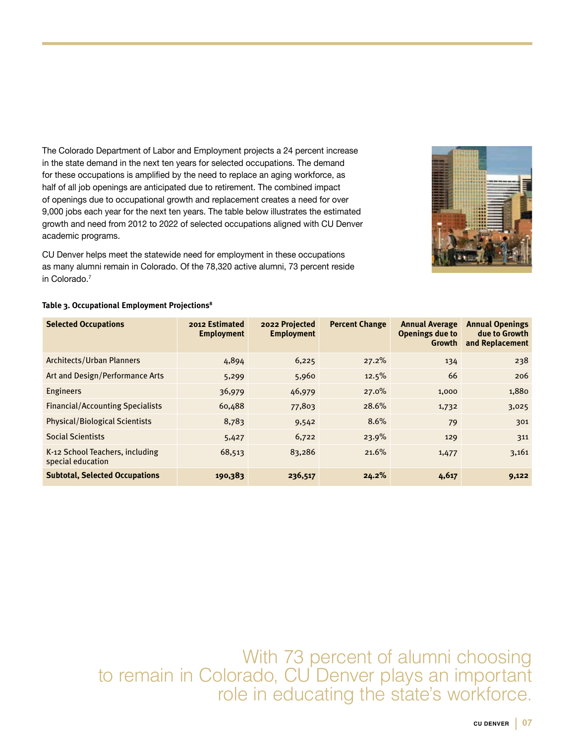The Colorado Department of Labor and Employment projects a 24 percent increase in the state demand in the next ten years for selected occupations. The demand for these occupations is amplified by the need to replace an aging workforce, as half of all job openings are anticipated due to retirement. The combined impact of openings due to occupational growth and replacement creates a need for over 9,000 jobs each year for the next ten years. The table below illustrates the estimated growth and need from 2012 to 2022 of selected occupations aligned with CU Denver academic programs.

CU Denver helps meet the statewide need for employment in these occupations as many alumni remain in Colorado. Of the 78,320 active alumni, 73 percent reside in Colorado.[7]

**Table 3. Occupational Employment Projections[8]**

| Selected Occupations | 2012 Estimated Employment | 2022 Projected Employment | Percent Change | Annual Average Openings due to Growth | Annual Openings due to Growth and Replacement |
|---|---|---|---|---|---|
| Architects/Urban Planners | 4,894 | 6,225 | 27.2% | 134 | 238 |
| Art and Design/Performance Arts | 5,299 | 5,960 | 12.5% | 66 | 206 |
| Engineers | 36,979 | 46,979 | 27.0% | 1,000 | 1,880 |
| Financial/Accounting Specialists | 60,488 | 77,803 | 28.6% | 1,732 | 3,025 |
| Physical/Biological Scientists | 8,783 | 9,542 | 8.6% | 79 | 301 |
| Social Scientists | 5,427 | 6,722 | 23.9% | 129 | 311 |
| K-12 School Teachers, including special education | 68,513 | 83,286 | 21.6% | 1,477 | 3,161 |
| **Subtotal, Selected Occupations** | **190,383** | **236,517** | **24.2%** | **4,617** | **9,122** |

With 73 percent of alumni choosing to remain in Colorado, CU Denver plays an important role in educating the state's workforce.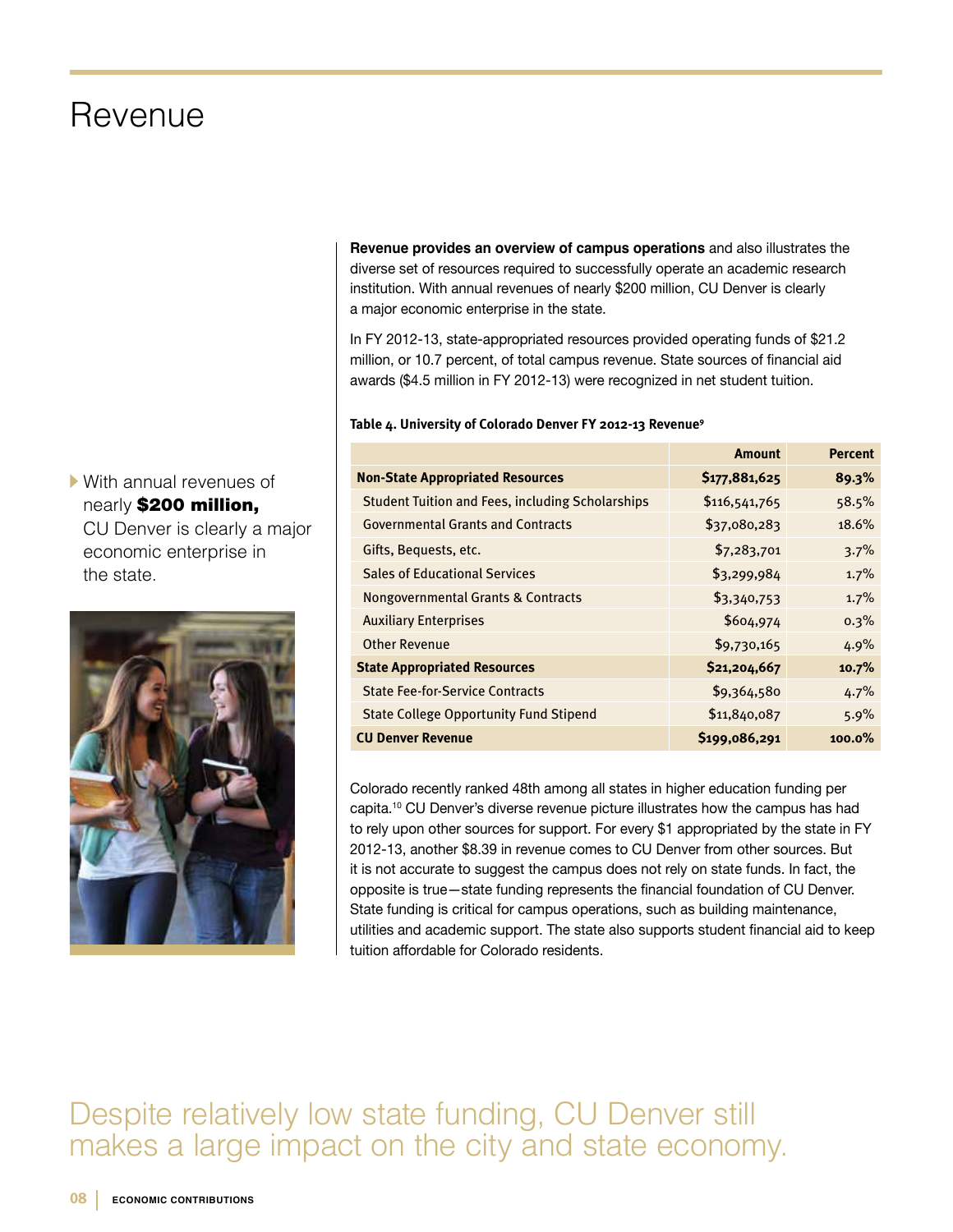# Revenue

With annual revenues of nearly **$200 million,** CU Denver is clearly a major economic enterprise in the state.

**Revenue provides an overview of campus operations** and also illustrates the diverse set of resources required to successfully operate an academic research institution. With annual revenues of nearly $200 million, CU Denver is clearly a major economic enterprise in the state.

In FY 2012-13, state-appropriated resources provided operating funds of $21.2 million, or 10.7 percent, of total campus revenue. State sources of financial aid awards ($4.5 million in FY 2012-13) were recognized in net student tuition.

**Table 4. University of Colorado Denver FY 2012-13 Revenue[9]**

| | Amount | Percent |
|---|---|---|
| **Non-State Appropriated Resources** | **$177,881,625** | **89.3%** |
| Student Tuition and Fees, including Scholarships | $116,541,765 | 58.5% |
| Governmental Grants and Contracts | $37,080,283 | 18.6% |
| Gifts, Bequests, etc. | $7,283,701 | 3.7% |
| Sales of Educational Services | $3,299,984 | 1.7% |
| Nongovernmental Grants & Contracts | $3,340,753 | 1.7% |
| Auxiliary Enterprises | $604,974 | 0.3% |
| Other Revenue | $9,730,165 | 4.9% |
| **State Appropriated Resources** | **$21,204,667** | **10.7%** |
| State Fee-for-Service Contracts | $9,364,580 | 4.7% |
| State College Opportunity Fund Stipend | $11,840,087 | 5.9% |
| **CU Denver Revenue** | **$199,086,291** | **100.0%** |

Colorado recently ranked 48th among all states in higher education funding per capita.[10] CU Denver's diverse revenue picture illustrates how the campus has had to rely upon other sources for support. For every $1 appropriated by the state in FY 2012-13, another $8.39 in revenue comes to CU Denver from other sources. But it is not accurate to suggest the campus does not rely on state funds. In fact, the opposite is true—state funding represents the financial foundation of CU Denver. State funding is critical for campus operations, such as building maintenance, utilities and academic support. The state also supports student financial aid to keep tuition affordable for Colorado residents.

Despite relatively low state funding, CU Denver still makes a large impact on the city and state economy.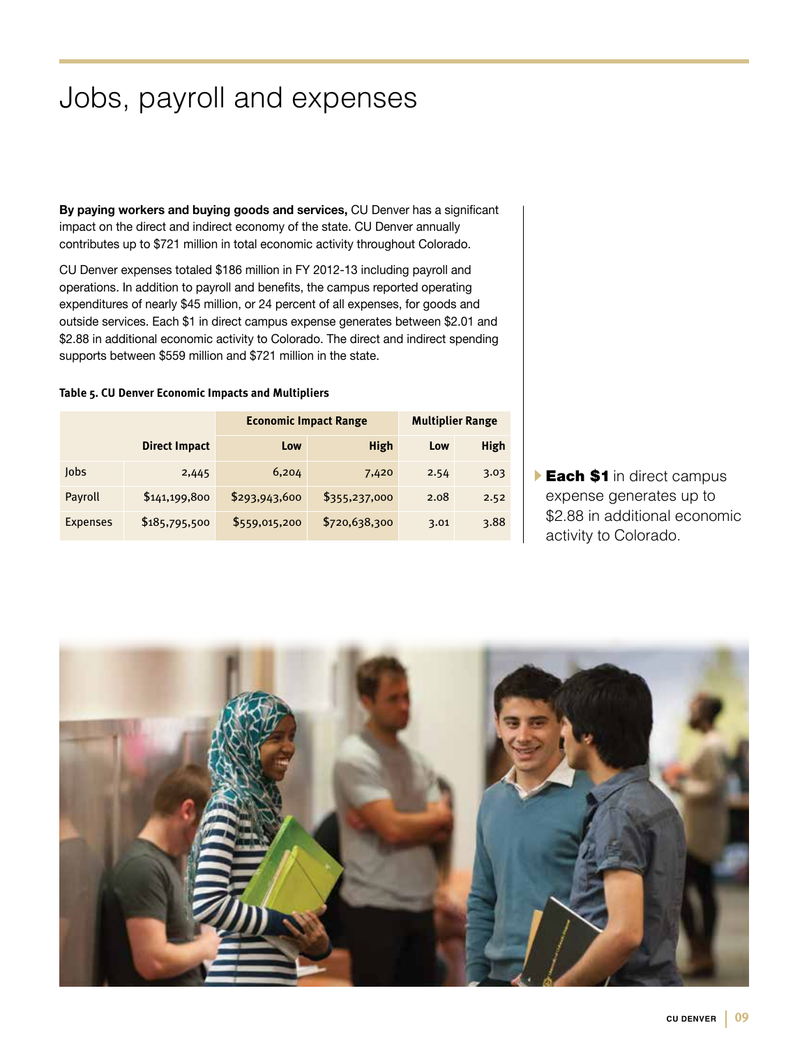# Jobs, payroll and expenses

**By paying workers and buying goods and services,** CU Denver has a significant impact on the direct and indirect economy of the state. CU Denver annually contributes up to $721 million in total economic activity throughout Colorado.

CU Denver expenses totaled $186 million in FY 2012-13 including payroll and operations. In addition to payroll and benefits, the campus reported operating expenditures of nearly $45 million, or 24 percent of all expenses, for goods and outside services. Each $1 in direct campus expense generates between $2.01 and $2.88 in additional economic activity to Colorado. The direct and indirect spending supports between $559 million and $721 million in the state.

**Table 5. CU Denver Economic Impacts and Multipliers**

| | | Economic Impact Range | | Multiplier Range | |
|---|---|---|---|---|---|
| | Direct Impact | Low | High | Low | High |
| Jobs | 2,445 | 6,204 | 7,420 | 2.54 | 3.03 |
| Payroll | $141,199,800 | $293,943,600 | $355,237,000 | 2.08 | 2.52 |
| Expenses | $185,795,500 | $559,015,200 | $720,638,300 | 3.01 | 3.88 |

**Each $1** in direct campus expense generates up to $2.88 in additional economic activity to Colorado.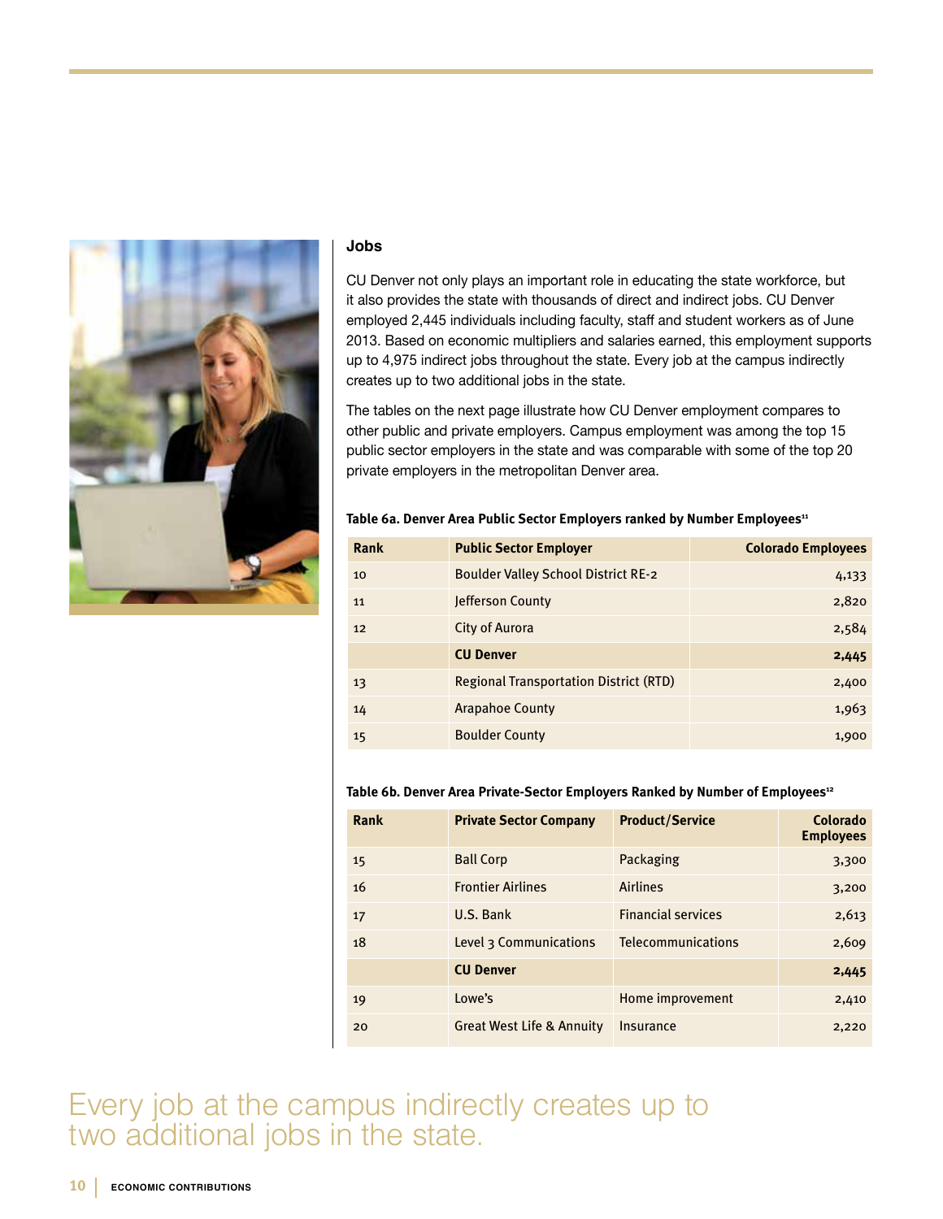### Jobs

CU Denver not only plays an important role in educating the state workforce, but it also provides the state with thousands of direct and indirect jobs. CU Denver employed 2,445 individuals including faculty, staff and student workers as of June 2013. Based on economic multipliers and salaries earned, this employment supports up to 4,975 indirect jobs throughout the state. Every job at the campus indirectly creates up to two additional jobs in the state.

The tables on the next page illustrate how CU Denver employment compares to other public and private employers. Campus employment was among the top 15 public sector employers in the state and was comparable with some of the top 20 private employers in the metropolitan Denver area.

**Table 6a. Denver Area Public Sector Employers ranked by Number Employees[11]**

| Rank | Public Sector Employer | Colorado Employees |
|---|---|---|
| 10 | Boulder Valley School District RE-2 | 4,133 |
| 11 | Jefferson County | 2,820 |
| 12 | City of Aurora | 2,584 |
| | **CU Denver** | **2,445** |
| 13 | Regional Transportation District (RTD) | 2,400 |
| 14 | Arapahoe County | 1,963 |
| 15 | Boulder County | 1,900 |

**Table 6b. Denver Area Private-Sector Employers Ranked by Number of Employees[12]**

| Rank | Private Sector Company | Product/Service | Colorado Employees |
|---|---|---|---|
| 15 | Ball Corp | Packaging | 3,300 |
| 16 | Frontier Airlines | Airlines | 3,200 |
| 17 | U.S. Bank | Financial services | 2,613 |
| 18 | Level 3 Communications | Telecommunications | 2,609 |
| | **CU Denver** | | **2,445** |
| 19 | Lowe's | Home improvement | 2,410 |
| 20 | Great West Life & Annuity | Insurance | 2,220 |

Every job at the campus indirectly creates up to two additional jobs in the state.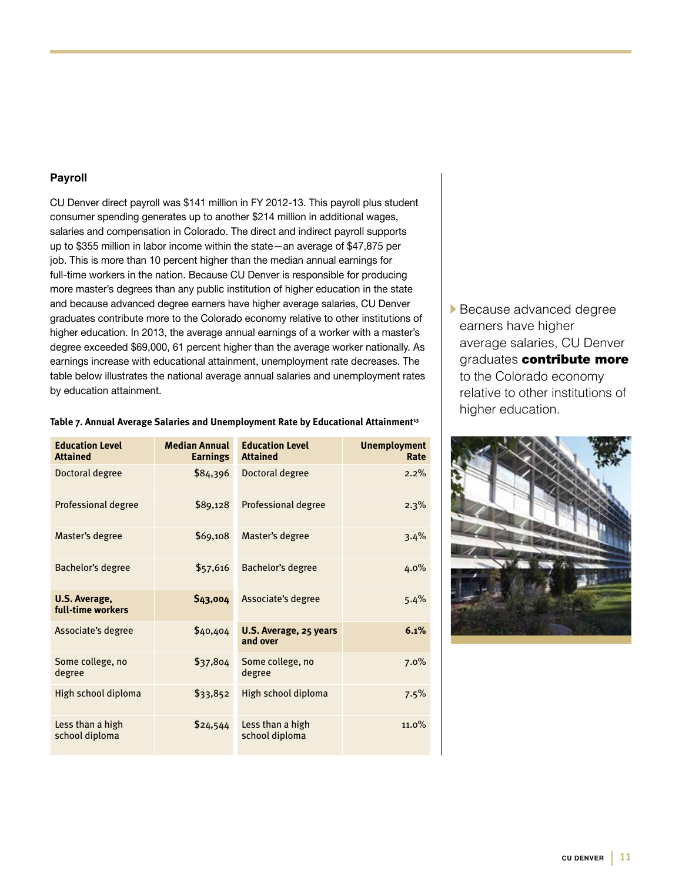### Payroll

CU Denver direct payroll was $141 million in FY 2012-13. This payroll plus student consumer spending generates up to another $214 million in additional wages, salaries and compensation in Colorado. The direct and indirect payroll supports up to $355 million in labor income within the state—an average of $47,875 per job. This is more than 10 percent higher than the median annual earnings for full-time workers in the nation. Because CU Denver is responsible for producing more master's degrees than any public institution of higher education in the state and because advanced degree earners have higher average salaries, CU Denver graduates contribute more to the Colorado economy relative to other institutions of higher education. In 2013, the average annual earnings of a worker with a master's degree exceeded $69,000, 61 percent higher than the average worker nationally. As earnings increase with educational attainment, unemployment rate decreases. The table below illustrates the national average annual salaries and unemployment rates by education attainment.

**Table 7. Annual Average Salaries and Unemployment Rate by Educational Attainment[13]**

| Education Level Attained | Median Annual Earnings | Education Level Attained | Unemployment Rate |
|---|---|---|---|
| Doctoral degree | $84,396 | Doctoral degree | 2.2% |
| Professional degree | $89,128 | Professional degree | 2.3% |
| Master's degree | $69,108 | Master's degree | 3.4% |
| Bachelor's degree | $57,616 | Bachelor's degree | 4.0% |
| **U.S. Average, full-time workers** | **$43,004** | Associate's degree | 5.4% |
| Associate's degree | $40,404 | **U.S. Average, 25 years and over** | **6.1%** |
| Some college, no degree | $37,804 | Some college, no degree | 7.0% |
| High school diploma | $33,852 | High school diploma | 7.5% |
| Less than a high school diploma | $24,544 | Less than a high school diploma | 11.0% |

Because advanced degree earners have higher average salaries, CU Denver graduates **contribute more** to the Colorado economy relative to other institutions of higher education.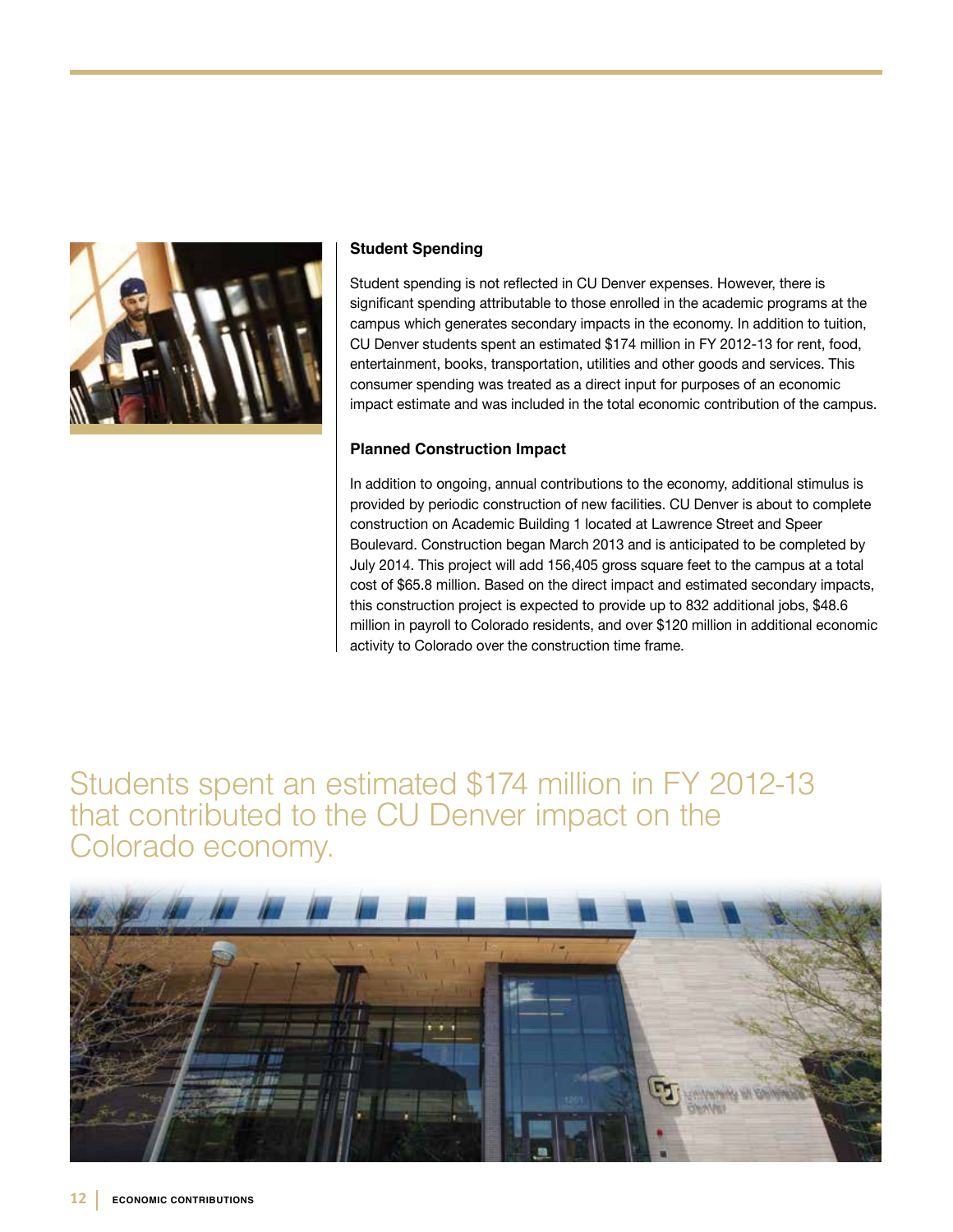### Student Spending

Student spending is not reflected in CU Denver expenses. However, there is significant spending attributable to those enrolled in the academic programs at the campus which generates secondary impacts in the economy. In addition to tuition, CU Denver students spent an estimated $174 million in FY 2012-13 for rent, food, entertainment, books, transportation, utilities and other goods and services. This consumer spending was treated as a direct input for purposes of an economic impact estimate and was included in the total economic contribution of the campus.

### Planned Construction Impact

In addition to ongoing, annual contributions to the economy, additional stimulus is provided by periodic construction of new facilities. CU Denver is about to complete construction on Academic Building 1 located at Lawrence Street and Speer Boulevard. Construction began March 2013 and is anticipated to be completed by July 2014. This project will add 156,405 gross square feet to the campus at a total cost of $65.8 million. Based on the direct impact and estimated secondary impacts, this construction project is expected to provide up to 832 additional jobs, $48.6 million in payroll to Colorado residents, and over $120 million in additional economic activity to Colorado over the construction time frame.

Students spent an estimated $174 million in FY 2012-13 that contributed to the CU Denver impact on the Colorado economy.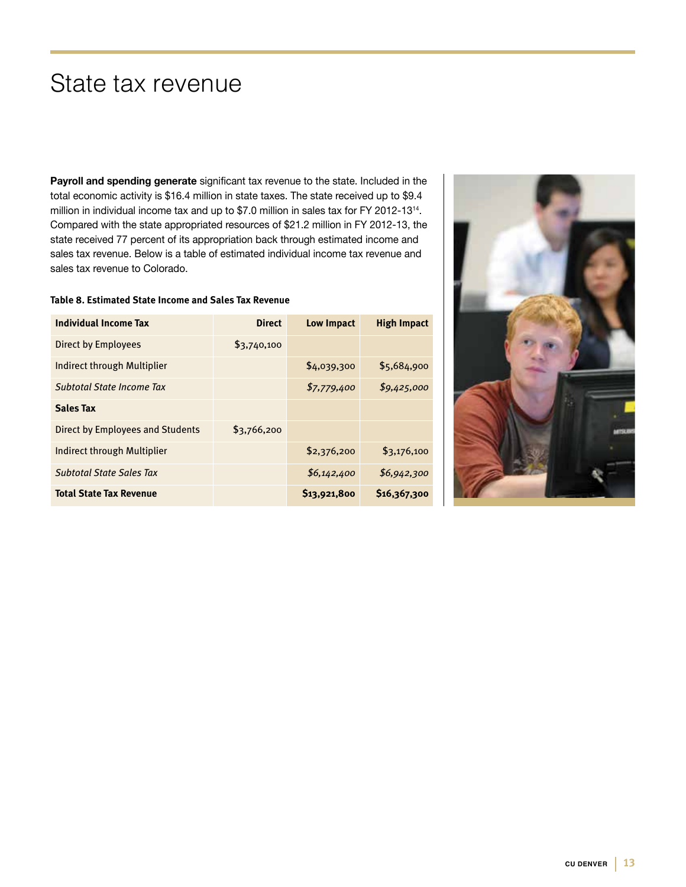# State tax revenue

**Payroll and spending generate** significant tax revenue to the state. Included in the total economic activity is $16.4 million in state taxes. The state received up to $9.4 million in individual income tax and up to $7.0 million in sales tax for FY 2012-13[14]. Compared with the state appropriated resources of $21.2 million in FY 2012-13, the state received 77 percent of its appropriation back through estimated income and sales tax revenue. Below is a table of estimated individual income tax revenue and sales tax revenue to Colorado.

**Table 8. Estimated State Income and Sales Tax Revenue**

| **Individual Income Tax** | **Direct** | **Low Impact** | **High Impact** |
|---|---|---|---|
| Direct by Employees | $3,740,100 | | |
| Indirect through Multiplier | | $4,039,300 | $5,684,900 |
| *Subtotal State Income Tax* | | *$7,779,400* | *$9,425,000* |
| **Sales Tax** | | | |
| Direct by Employees and Students | $3,766,200 | | |
| Indirect through Multiplier | | $2,376,200 | $3,176,100 |
| *Subtotal State Sales Tax* | | *$6,142,400* | *$6,942,300* |
| **Total State Tax Revenue** | | **$13,921,800** | **$16,367,300** |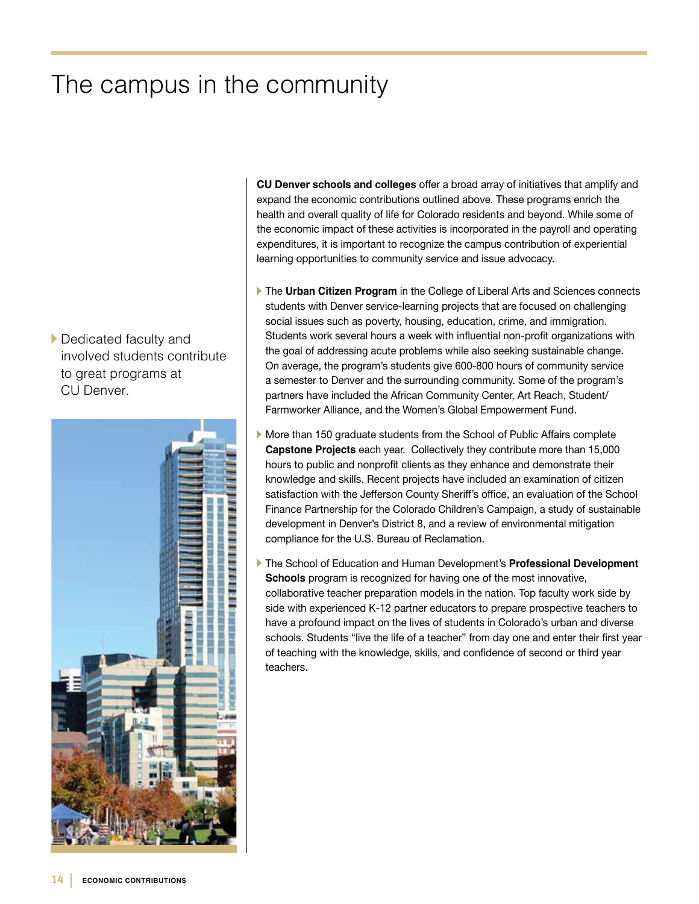# The campus in the community

Dedicated faculty and involved students contribute to great programs at CU Denver.

**CU Denver schools and colleges** offer a broad array of initiatives that amplify and expand the economic contributions outlined above. These programs enrich the health and overall quality of life for Colorado residents and beyond. While some of the economic impact of these activities is incorporated in the payroll and operating expenditures, it is important to recognize the campus contribution of experiential learning opportunities to community service and issue advocacy.

- The **Urban Citizen Program** in the College of Liberal Arts and Sciences connects students with Denver service-learning projects that are focused on challenging social issues such as poverty, housing, education, crime, and immigration. Students work several hours a week with influential non-profit organizations with the goal of addressing acute problems while also seeking sustainable change. On average, the program's students give 600-800 hours of community service a semester to Denver and the surrounding community. Some of the program's partners have included the African Community Center, Art Reach, Student/Farmworker Alliance, and the Women's Global Empowerment Fund.
- More than 150 graduate students from the School of Public Affairs complete **Capstone Projects** each year. Collectively they contribute more than 15,000 hours to public and nonprofit clients as they enhance and demonstrate their knowledge and skills. Recent projects have included an examination of citizen satisfaction with the Jefferson County Sheriff's office, an evaluation of the School Finance Partnership for the Colorado Children's Campaign, a study of sustainable development in Denver's District 8, and a review of environmental mitigation compliance for the U.S. Bureau of Reclamation.
- The School of Education and Human Development's **Professional Development Schools** program is recognized for having one of the most innovative, collaborative teacher preparation models in the nation. Top faculty work side by side with experienced K-12 partner educators to prepare prospective teachers to have a profound impact on the lives of students in Colorado's urban and diverse schools. Students "live the life of a teacher" from day one and enter their first year of teaching with the knowledge, skills, and confidence of second or third year teachers.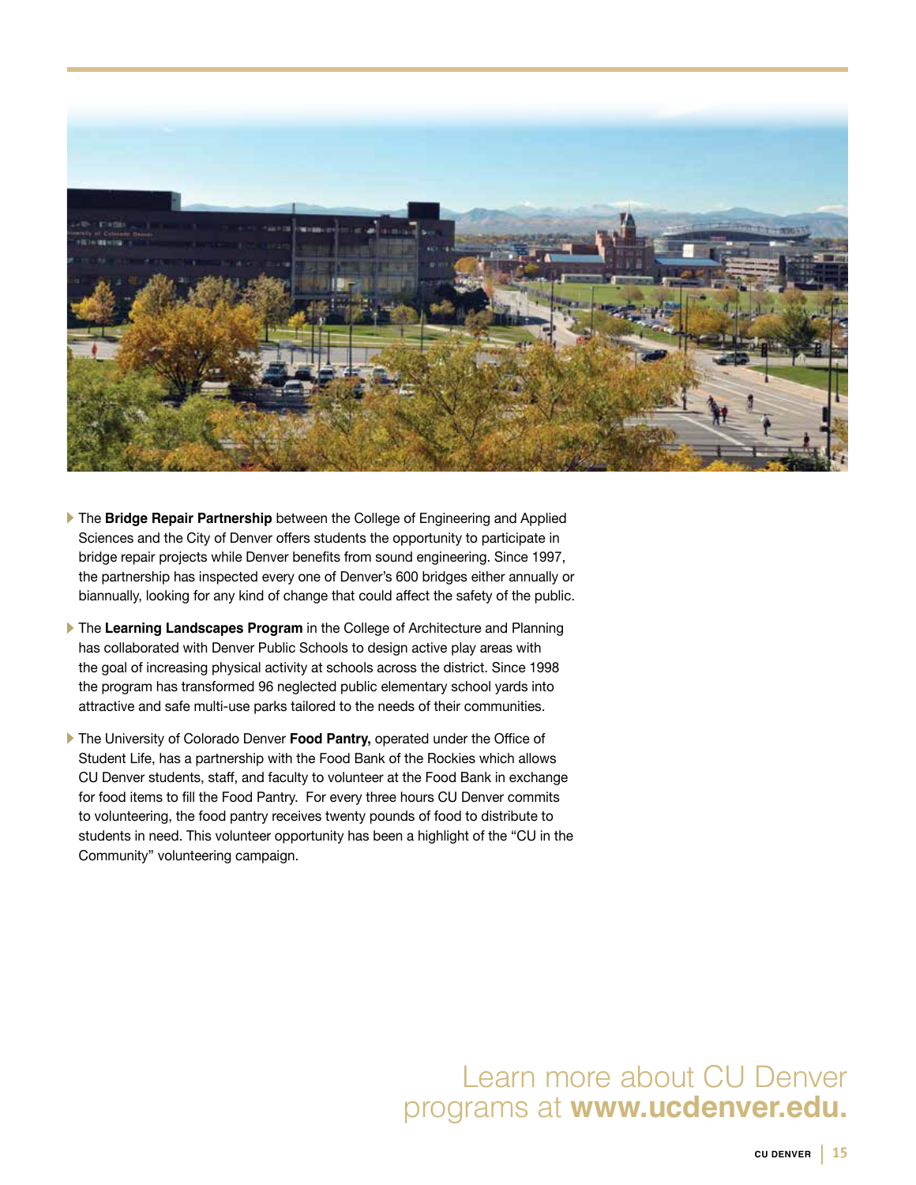- The **Bridge Repair Partnership** between the College of Engineering and Applied Sciences and the City of Denver offers students the opportunity to participate in bridge repair projects while Denver benefits from sound engineering. Since 1997, the partnership has inspected every one of Denver's 600 bridges either annually or biannually, looking for any kind of change that could affect the safety of the public.

- The **Learning Landscapes Program** in the College of Architecture and Planning has collaborated with Denver Public Schools to design active play areas with the goal of increasing physical activity at schools across the district. Since 1998 the program has transformed 96 neglected public elementary school yards into attractive and safe multi-use parks tailored to the needs of their communities.

- The University of Colorado Denver **Food Pantry,** operated under the Office of Student Life, has a partnership with the Food Bank of the Rockies which allows CU Denver students, staff, and faculty to volunteer at the Food Bank in exchange for food items to fill the Food Pantry. For every three hours CU Denver commits to volunteering, the food pantry receives twenty pounds of food to distribute to students in need. This volunteer opportunity has been a highlight of the "CU in the Community" volunteering campaign.

Learn more about CU Denver programs at **www.ucdenver.edu.**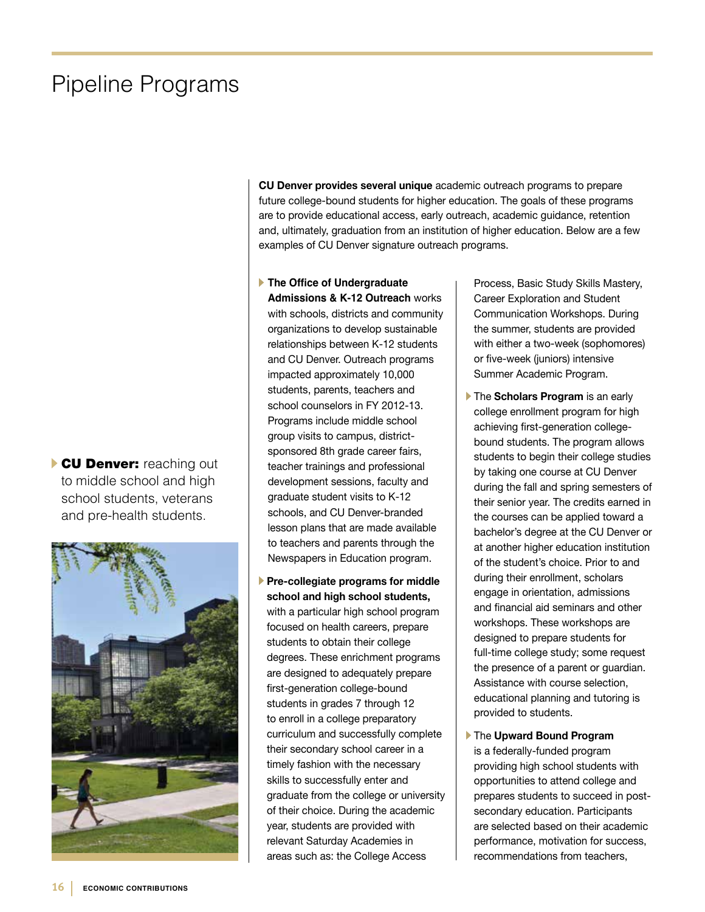# Pipeline Programs

**CU Denver:** reaching out to middle school and high school students, veterans and pre-health students.

**CU Denver provides several unique** academic outreach programs to prepare future college-bound students for higher education. The goals of these programs are to provide educational access, early outreach, academic guidance, retention and, ultimately, graduation from an institution of higher education. Below are a few examples of CU Denver signature outreach programs.

- **The Office of Undergraduate Admissions & K-12 Outreach** works with schools, districts and community organizations to develop sustainable relationships between K-12 students and CU Denver. Outreach programs impacted approximately 10,000 students, parents, teachers and school counselors in FY 2012-13. Programs include middle school group visits to campus, district-sponsored 8th grade career fairs, teacher trainings and professional development sessions, faculty and graduate student visits to K-12 schools, and CU Denver-branded lesson plans that are made available to teachers and parents through the Newspapers in Education program.

- **Pre-collegiate programs for middle school and high school students,** with a particular high school program focused on health careers, prepare students to obtain their college degrees. These enrichment programs are designed to adequately prepare first-generation college-bound students in grades 7 through 12 to enroll in a college preparatory curriculum and successfully complete their secondary school career in a timely fashion with the necessary skills to successfully enter and graduate from the college or university of their choice. During the academic year, students are provided with relevant Saturday Academies in areas such as: the College Access Process, Basic Study Skills Mastery, Career Exploration and Student Communication Workshops. During the summer, students are provided with either a two-week (sophomores) or five-week (juniors) intensive Summer Academic Program.

- The **Scholars Program** is an early college enrollment program for high achieving first-generation college-bound students. The program allows students to begin their college studies by taking one course at CU Denver during the fall and spring semesters of their senior year. The credits earned in the courses can be applied toward a bachelor's degree at the CU Denver or at another higher education institution of the student's choice. Prior to and during their enrollment, scholars engage in orientation, admissions and financial aid seminars and other workshops. These workshops are designed to prepare students for full-time college study; some request the presence of a parent or guardian. Assistance with course selection, educational planning and tutoring is provided to students.

- The **Upward Bound Program** is a federally-funded program providing high school students with opportunities to attend college and prepares students to succeed in post-secondary education. Participants are selected based on their academic performance, motivation for success, recommendations from teachers,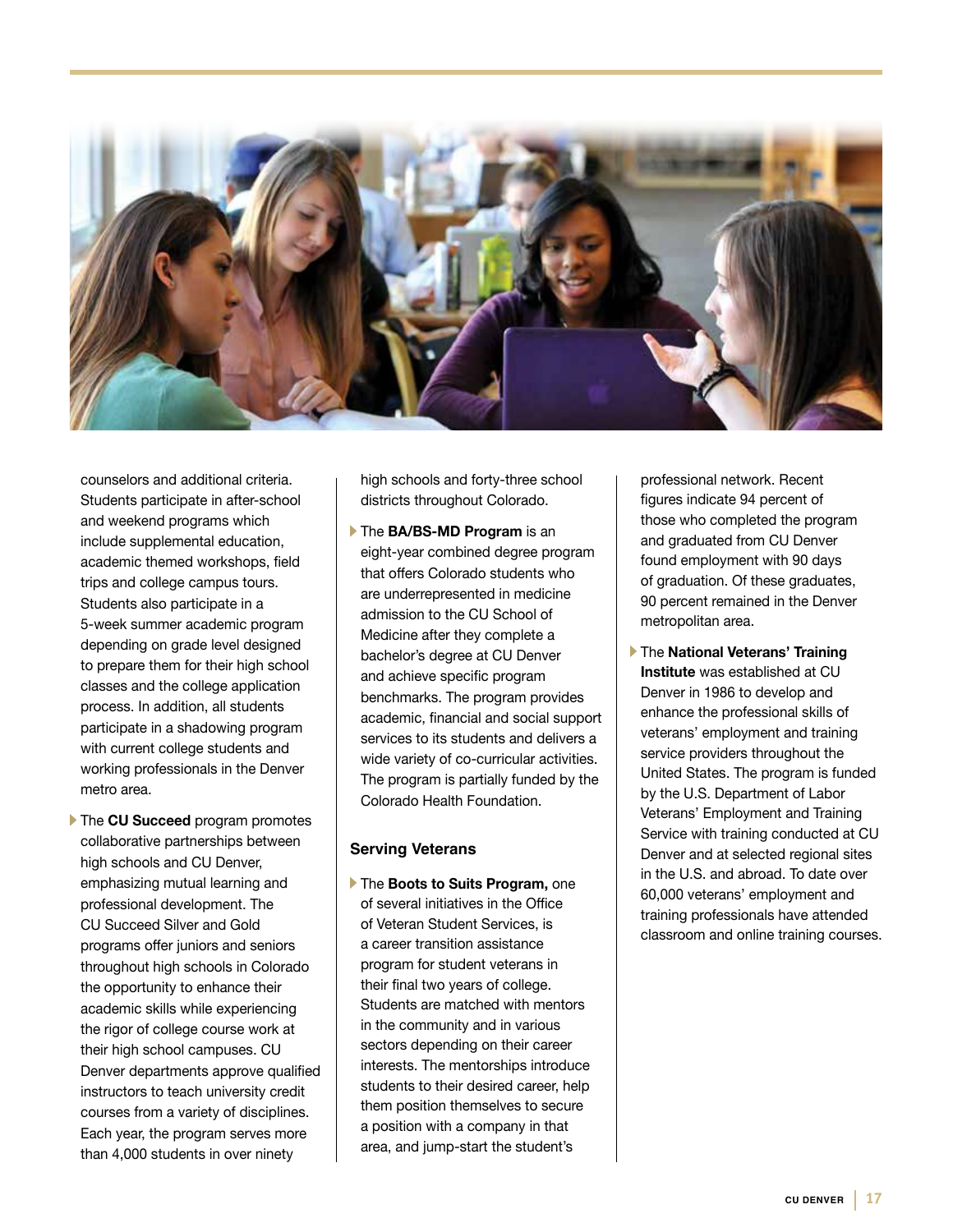counselors and additional criteria. Students participate in after-school and weekend programs which include supplemental education, academic themed workshops, field trips and college campus tours. Students also participate in a 5-week summer academic program depending on grade level designed to prepare them for their high school classes and the college application process. In addition, all students participate in a shadowing program with current college students and working professionals in the Denver metro area.

- The **CU Succeed** program promotes collaborative partnerships between high schools and CU Denver, emphasizing mutual learning and professional development. The CU Succeed Silver and Gold programs offer juniors and seniors throughout high schools in Colorado the opportunity to enhance their academic skills while experiencing the rigor of college course work at their high school campuses. CU Denver departments approve qualified instructors to teach university credit courses from a variety of disciplines. Each year, the program serves more than 4,000 students in over ninety high schools and forty-three school districts throughout Colorado.

- The **BA/BS-MD Program** is an eight-year combined degree program that offers Colorado students who are underrepresented in medicine admission to the CU School of Medicine after they complete a bachelor's degree at CU Denver and achieve specific program benchmarks. The program provides academic, financial and social support services to its students and delivers a wide variety of co-curricular activities. The program is partially funded by the Colorado Health Foundation.

### Serving Veterans

- The **Boots to Suits Program,** one of several initiatives in the Office of Veteran Student Services, is a career transition assistance program for student veterans in their final two years of college. Students are matched with mentors in the community and in various sectors depending on their career interests. The mentorships introduce students to their desired career, help them position themselves to secure a position with a company in that area, and jump-start the student's professional network. Recent figures indicate 94 percent of those who completed the program and graduated from CU Denver found employment with 90 days of graduation. Of these graduates, 90 percent remained in the Denver metropolitan area.

- The **National Veterans' Training Institute** was established at CU Denver in 1986 to develop and enhance the professional skills of veterans' employment and training service providers throughout the United States. The program is funded by the U.S. Department of Labor Veterans' Employment and Training Service with training conducted at CU Denver and at selected regional sites in the U.S. and abroad. To date over 60,000 veterans' employment and training professionals have attended classroom and online training courses.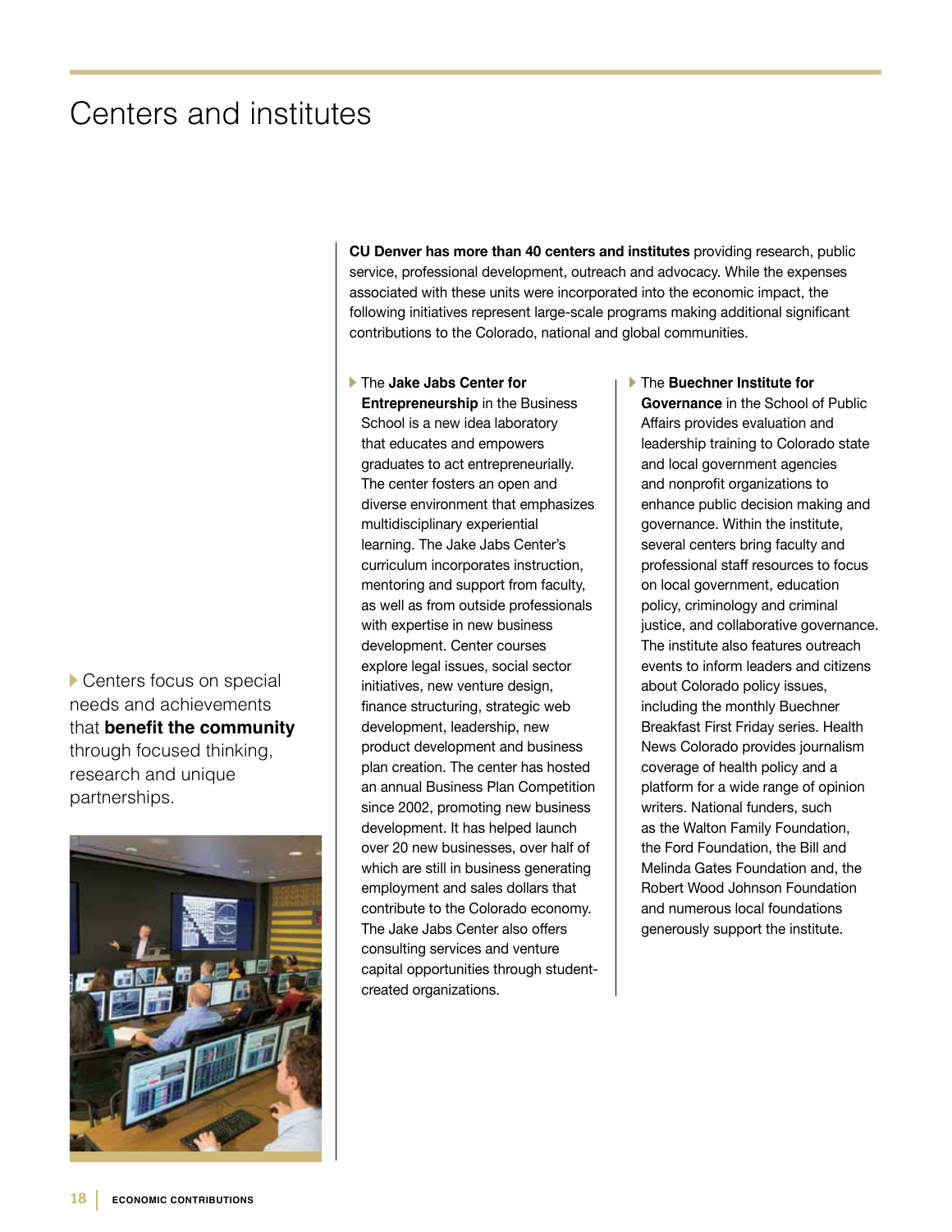# Centers and institutes

Centers focus on special needs and achievements that **benefit the community** through focused thinking, research and unique partnerships.

**CU Denver has more than 40 centers and institutes** providing research, public service, professional development, outreach and advocacy. While the expenses associated with these units were incorporated into the economic impact, the following initiatives represent large-scale programs making additional significant contributions to the Colorado, national and global communities.

- The **Jake Jabs Center for Entrepreneurship** in the Business School is a new idea laboratory that educates and empowers graduates to act entrepreneurially. The center fosters an open and diverse environment that emphasizes multidisciplinary experiential learning. The Jake Jabs Center's curriculum incorporates instruction, mentoring and support from faculty, as well as from outside professionals with expertise in new business development. Center courses explore legal issues, social sector initiatives, new venture design, finance structuring, strategic web development, leadership, new product development and business plan creation. The center has hosted an annual Business Plan Competition since 2002, promoting new business development. It has helped launch over 20 new businesses, over half of which are still in business generating employment and sales dollars that contribute to the Colorado economy. The Jake Jabs Center also offers consulting services and venture capital opportunities through student-created organizations.

- The **Buechner Institute for Governance** in the School of Public Affairs provides evaluation and leadership training to Colorado state and local government agencies and nonprofit organizations to enhance public decision making and governance. Within the institute, several centers bring faculty and professional staff resources to focus on local government, education policy, criminology and criminal justice, and collaborative governance. The institute also features outreach events to inform leaders and citizens about Colorado policy issues, including the monthly Buechner Breakfast First Friday series. Health News Colorado provides journalism coverage of health policy and a platform for a wide range of opinion writers. National funders, such as the Walton Family Foundation, the Ford Foundation, the Bill and Melinda Gates Foundation and, the Robert Wood Johnson Foundation and numerous local foundations generously support the institute.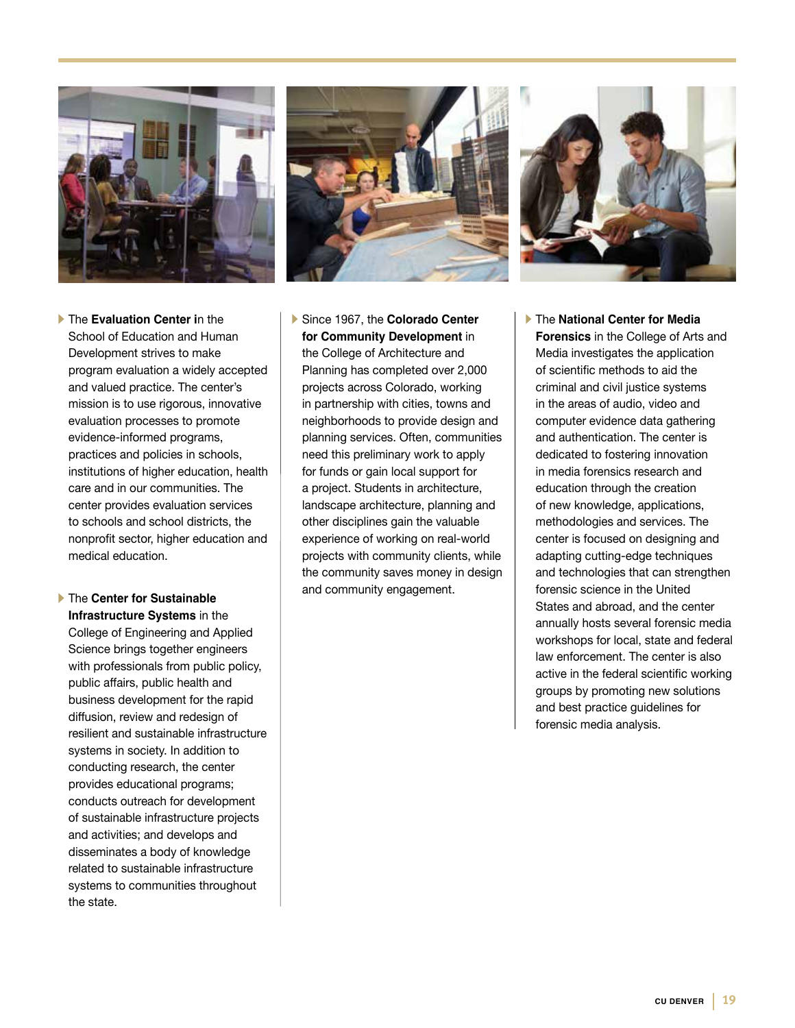- The **Evaluation Center i**n the School of Education and Human Development strives to make program evaluation a widely accepted and valued practice. The center's mission is to use rigorous, innovative evaluation processes to promote evidence-informed programs, practices and policies in schools, institutions of higher education, health care and in our communities. The center provides evaluation services to schools and school districts, the nonprofit sector, higher education and medical education.

- The **Center for Sustainable Infrastructure Systems** in the College of Engineering and Applied Science brings together engineers with professionals from public policy, public affairs, public health and business development for the rapid diffusion, review and redesign of resilient and sustainable infrastructure systems in society. In addition to conducting research, the center provides educational programs; conducts outreach for development of sustainable infrastructure projects and activities; and develops and disseminates a body of knowledge related to sustainable infrastructure systems to communities throughout the state.

- Since 1967, the **Colorado Center for Community Development** in the College of Architecture and Planning has completed over 2,000 projects across Colorado, working in partnership with cities, towns and neighborhoods to provide design and planning services. Often, communities need this preliminary work to apply for funds or gain local support for a project. Students in architecture, landscape architecture, planning and other disciplines gain the valuable experience of working on real-world projects with community clients, while the community saves money in design and community engagement.

- The **National Center for Media Forensics** in the College of Arts and Media investigates the application of scientific methods to aid the criminal and civil justice systems in the areas of audio, video and computer evidence data gathering and authentication. The center is dedicated to fostering innovation in media forensics research and education through the creation of new knowledge, applications, methodologies and services. The center is focused on designing and adapting cutting-edge techniques and technologies that can strengthen forensic science in the United States and abroad, and the center annually hosts several forensic media workshops for local, state and federal law enforcement. The center is also active in the federal scientific working groups by promoting new solutions and best practice guidelines for forensic media analysis.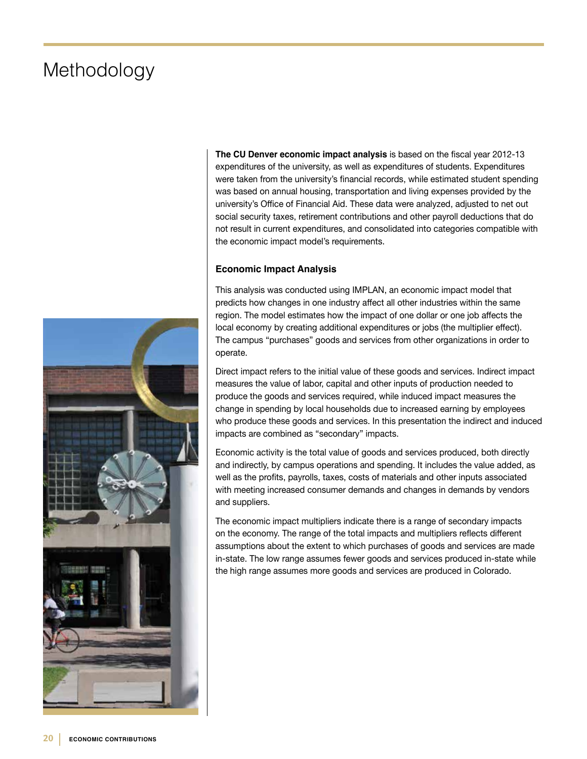# Methodology

**The CU Denver economic impact analysis** is based on the fiscal year 2012-13 expenditures of the university, as well as expenditures of students. Expenditures were taken from the university's financial records, while estimated student spending was based on annual housing, transportation and living expenses provided by the university's Office of Financial Aid. These data were analyzed, adjusted to net out social security taxes, retirement contributions and other payroll deductions that do not result in current expenditures, and consolidated into categories compatible with the economic impact model's requirements.

### Economic Impact Analysis

This analysis was conducted using IMPLAN, an economic impact model that predicts how changes in one industry affect all other industries within the same region. The model estimates how the impact of one dollar or one job affects the local economy by creating additional expenditures or jobs (the multiplier effect). The campus "purchases" goods and services from other organizations in order to operate.

Direct impact refers to the initial value of these goods and services. Indirect impact measures the value of labor, capital and other inputs of production needed to produce the goods and services required, while induced impact measures the change in spending by local households due to increased earning by employees who produce these goods and services. In this presentation the indirect and induced impacts are combined as "secondary" impacts.

Economic activity is the total value of goods and services produced, both directly and indirectly, by campus operations and spending. It includes the value added, as well as the profits, payrolls, taxes, costs of materials and other inputs associated with meeting increased consumer demands and changes in demands by vendors and suppliers.

The economic impact multipliers indicate there is a range of secondary impacts on the economy. The range of the total impacts and multipliers reflects different assumptions about the extent to which purchases of goods and services are made in-state. The low range assumes fewer goods and services produced in-state while the high range assumes more goods and services are produced in Colorado.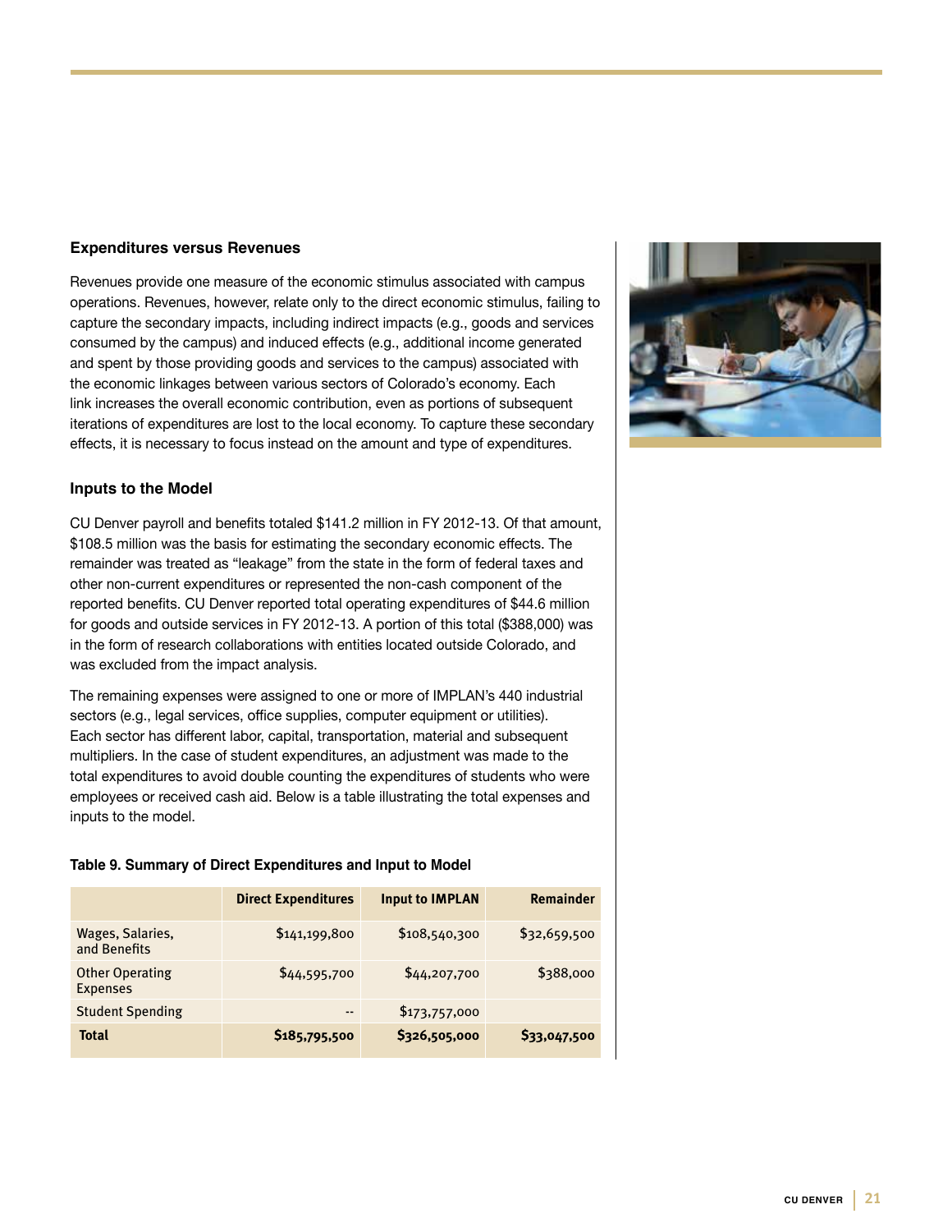### Expenditures versus Revenues

Revenues provide one measure of the economic stimulus associated with campus operations. Revenues, however, relate only to the direct economic stimulus, failing to capture the secondary impacts, including indirect impacts (e.g., goods and services consumed by the campus) and induced effects (e.g., additional income generated and spent by those providing goods and services to the campus) associated with the economic linkages between various sectors of Colorado's economy. Each link increases the overall economic contribution, even as portions of subsequent iterations of expenditures are lost to the local economy. To capture these secondary effects, it is necessary to focus instead on the amount and type of expenditures.

### Inputs to the Model

CU Denver payroll and benefits totaled $141.2 million in FY 2012-13. Of that amount, $108.5 million was the basis for estimating the secondary economic effects. The remainder was treated as "leakage" from the state in the form of federal taxes and other non-current expenditures or represented the non-cash component of the reported benefits. CU Denver reported total operating expenditures of $44.6 million for goods and outside services in FY 2012-13. A portion of this total ($388,000) was in the form of research collaborations with entities located outside Colorado, and was excluded from the impact analysis.

The remaining expenses were assigned to one or more of IMPLAN's 440 industrial sectors (e.g., legal services, office supplies, computer equipment or utilities). Each sector has different labor, capital, transportation, material and subsequent multipliers. In the case of student expenditures, an adjustment was made to the total expenditures to avoid double counting the expenditures of students who were employees or received cash aid. Below is a table illustrating the total expenses and inputs to the model.

**Table 9. Summary of Direct Expenditures and Input to Model**

| | Direct Expenditures | Input to IMPLAN | Remainder |
|---|---|---|---|
| Wages, Salaries, and Benefits | $141,199,800 | $108,540,300 | $32,659,500 |
| Other Operating Expenses | $44,595,700 | $44,207,700 | $388,000 |
| Student Spending | -- | $173,757,000 | |
| **Total** | **$185,795,500** | **$326,505,000** | **$33,047,500** |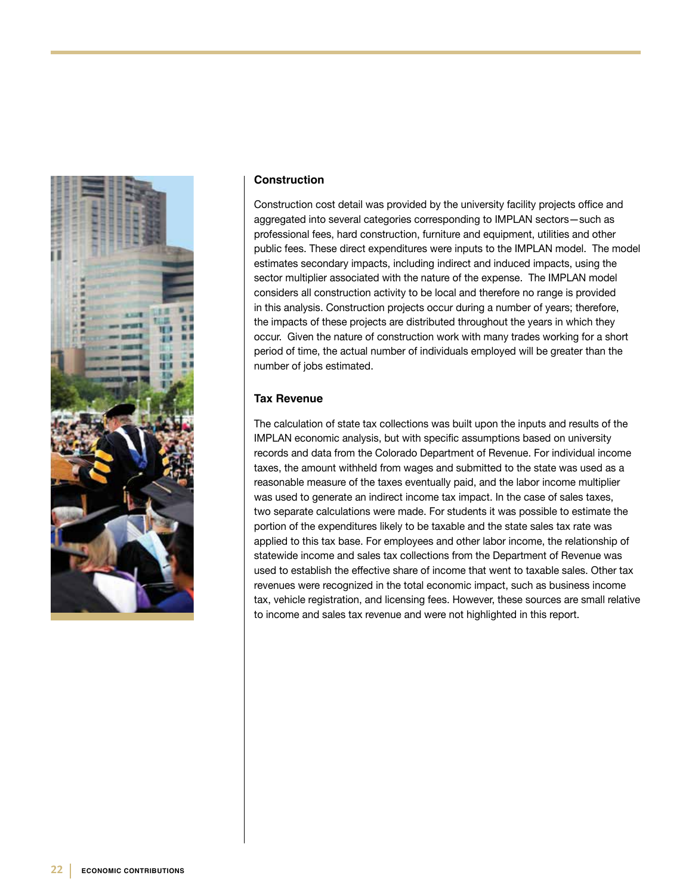### Construction

Construction cost detail was provided by the university facility projects office and aggregated into several categories corresponding to IMPLAN sectors—such as professional fees, hard construction, furniture and equipment, utilities and other public fees. These direct expenditures were inputs to the IMPLAN model. The model estimates secondary impacts, including indirect and induced impacts, using the sector multiplier associated with the nature of the expense. The IMPLAN model considers all construction activity to be local and therefore no range is provided in this analysis. Construction projects occur during a number of years; therefore, the impacts of these projects are distributed throughout the years in which they occur. Given the nature of construction work with many trades working for a short period of time, the actual number of individuals employed will be greater than the number of jobs estimated.

### Tax Revenue

The calculation of state tax collections was built upon the inputs and results of the IMPLAN economic analysis, but with specific assumptions based on university records and data from the Colorado Department of Revenue. For individual income taxes, the amount withheld from wages and submitted to the state was used as a reasonable measure of the taxes eventually paid, and the labor income multiplier was used to generate an indirect income tax impact. In the case of sales taxes, two separate calculations were made. For students it was possible to estimate the portion of the expenditures likely to be taxable and the state sales tax rate was applied to this tax base. For employees and other labor income, the relationship of statewide income and sales tax collections from the Department of Revenue was used to establish the effective share of income that went to taxable sales. Other tax revenues were recognized in the total economic impact, such as business income tax, vehicle registration, and licensing fees. However, these sources are small relative to income and sales tax revenue and were not highlighted in this report.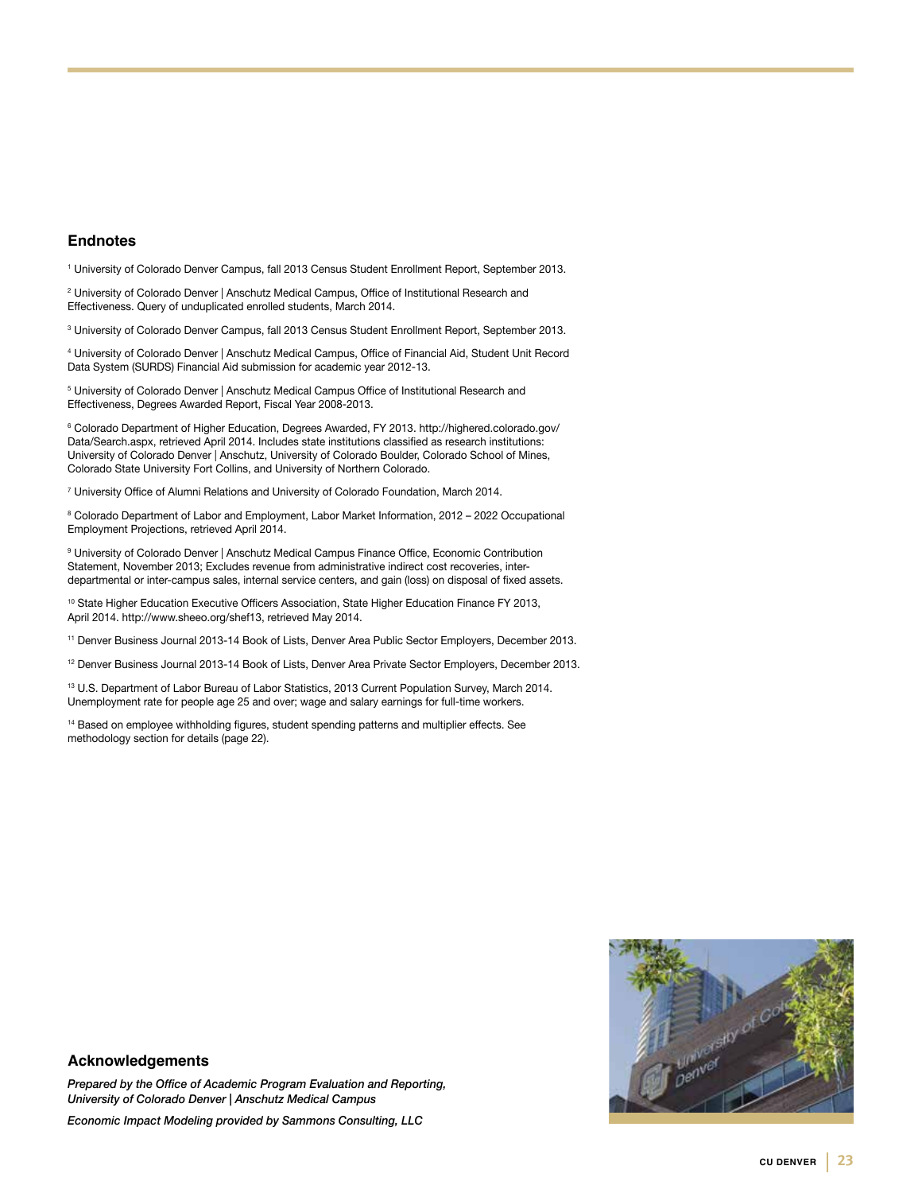## Endnotes

[1] University of Colorado Denver Campus, fall 2013 Census Student Enrollment Report, September 2013.

[2] University of Colorado Denver | Anschutz Medical Campus, Office of Institutional Research and Effectiveness. Query of unduplicated enrolled students, March 2014.

[3] University of Colorado Denver Campus, fall 2013 Census Student Enrollment Report, September 2013.

[4] University of Colorado Denver | Anschutz Medical Campus, Office of Financial Aid, Student Unit Record Data System (SURDS) Financial Aid submission for academic year 2012-13.

[5] University of Colorado Denver | Anschutz Medical Campus Office of Institutional Research and Effectiveness, Degrees Awarded Report, Fiscal Year 2008-2013.

[6] Colorado Department of Higher Education, Degrees Awarded, FY 2013. http://highered.colorado.gov/Data/Search.aspx, retrieved April 2014. Includes state institutions classified as research institutions: University of Colorado Denver | Anschutz, University of Colorado Boulder, Colorado School of Mines, Colorado State University Fort Collins, and University of Northern Colorado.

[7] University Office of Alumni Relations and University of Colorado Foundation, March 2014.

[8] Colorado Department of Labor and Employment, Labor Market Information, 2012 – 2022 Occupational Employment Projections, retrieved April 2014.

[9] University of Colorado Denver | Anschutz Medical Campus Finance Office, Economic Contribution Statement, November 2013; Excludes revenue from administrative indirect cost recoveries, inter-departmental or inter-campus sales, internal service centers, and gain (loss) on disposal of fixed assets.

[10] State Higher Education Executive Officers Association, State Higher Education Finance FY 2013, April 2014. http://www.sheeo.org/shef13, retrieved May 2014.

[11] Denver Business Journal 2013-14 Book of Lists, Denver Area Public Sector Employers, December 2013.

[12] Denver Business Journal 2013-14 Book of Lists, Denver Area Private Sector Employers, December 2013.

[13] U.S. Department of Labor Bureau of Labor Statistics, 2013 Current Population Survey, March 2014. Unemployment rate for people age 25 and over; wage and salary earnings for full-time workers.

[14] Based on employee withholding figures, student spending patterns and multiplier effects. See methodology section for details (page 22).

## Acknowledgements

*Prepared by the Office of Academic Program Evaluation and Reporting, University of Colorado Denver | Anschutz Medical Campus*

*Economic Impact Modeling provided by Sammons Consulting, LLC*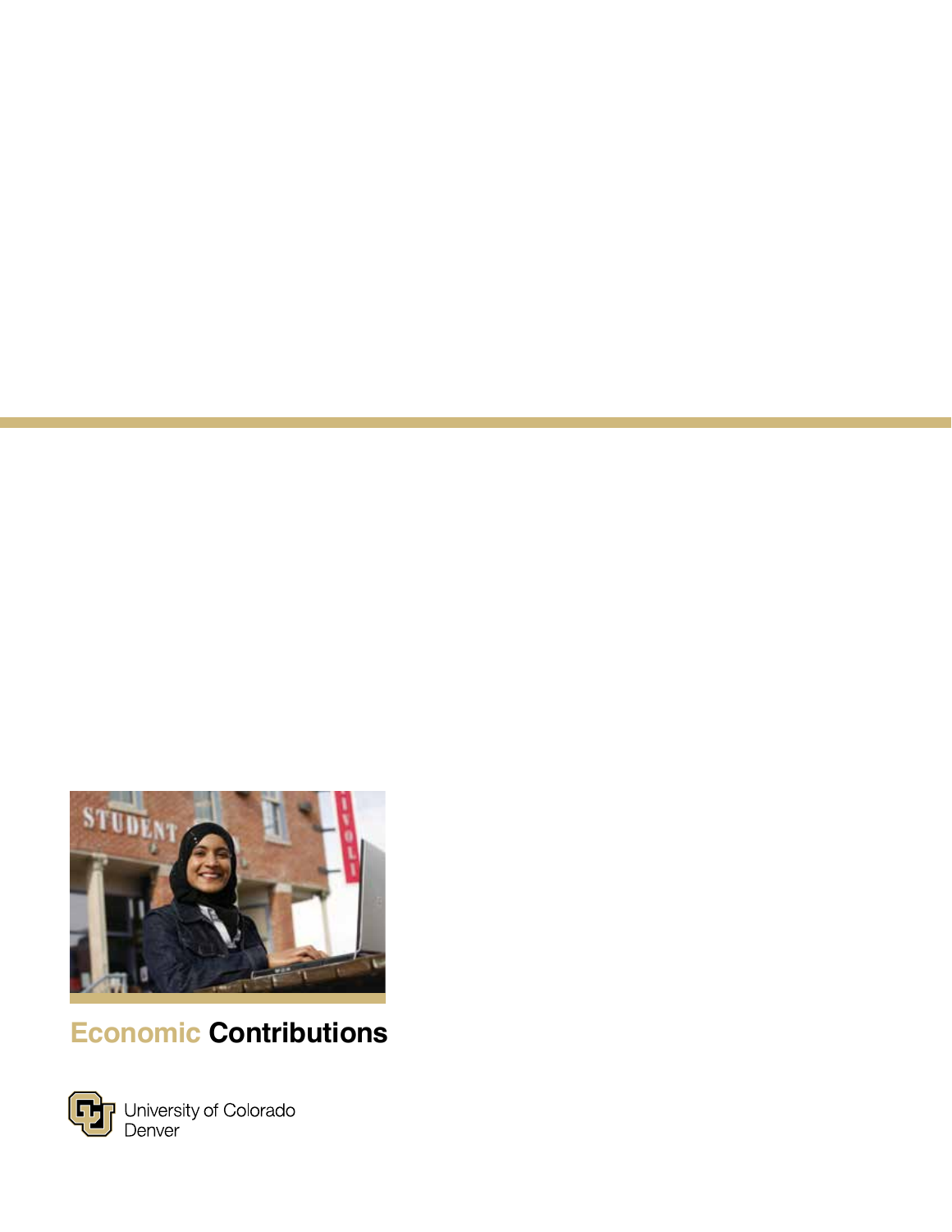**Economic Contributions**

University of Colorado
Denver